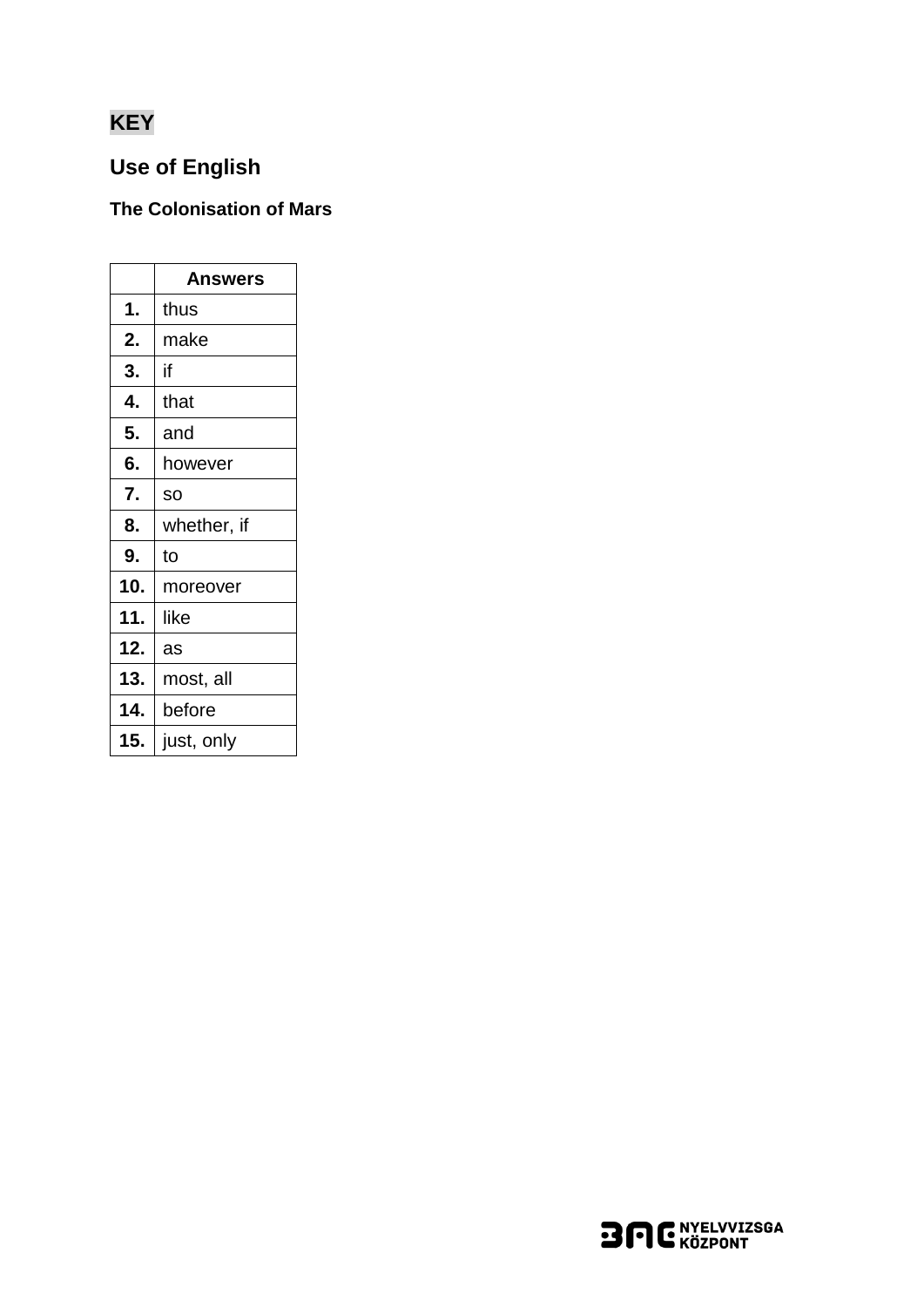**KEY**

## Use of English

### The Colonisation of Mars

| | Answers |
|---|---|
| **1.** | thus |
| **2.** | make |
| **3.** | if |
| **4.** | that |
| **5.** | and |
| **6.** | however |
| **7.** | so |
| **8.** | whether, if |
| **9.** | to |
| **10.** | moreover |
| **11.** | like |
| **12.** | as |
| **13.** | most, all |
| **14.** | before |
| **15.** | just, only |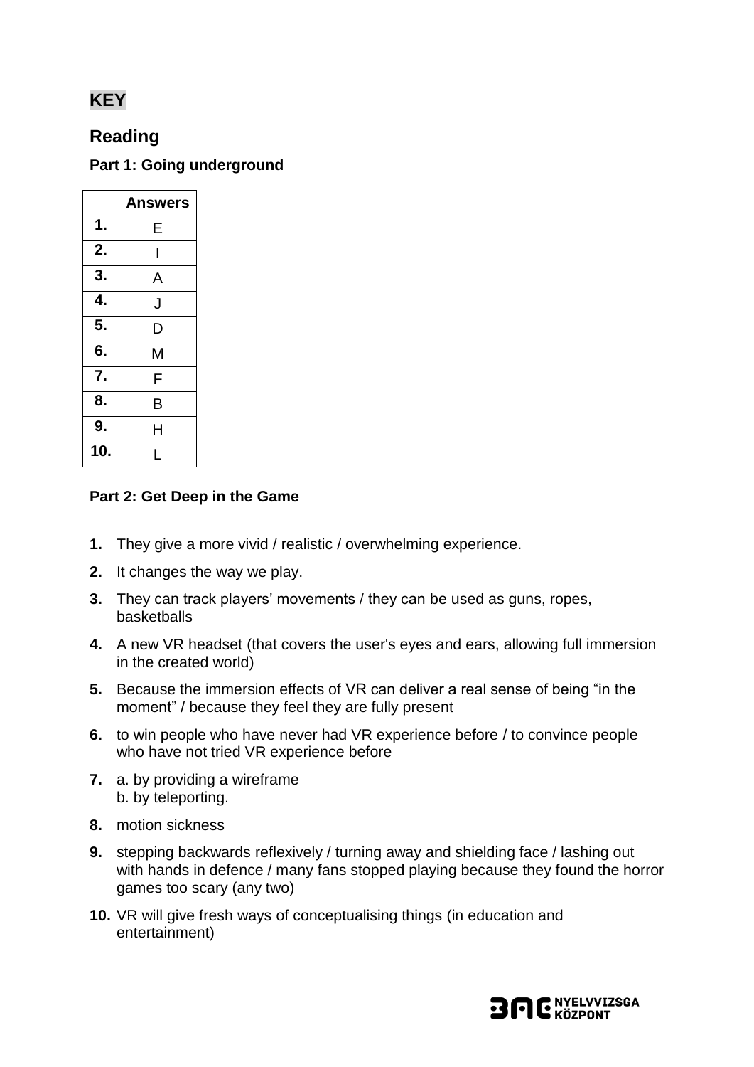# KEY

## Reading

### Part 1: Going underground

| | Answers |
|---|---|
| 1. | E |
| 2. | I |
| 3. | A |
| 4. | J |
| 5. | D |
| 6. | M |
| 7. | F |
| 8. | B |
| 9. | H |
| 10. | L |

### Part 2: Get Deep in the Game

1. They give a more vivid / realistic / overwhelming experience.
2. It changes the way we play.
3. They can track players' movements / they can be used as guns, ropes, basketballs
4. A new VR headset (that covers the user's eyes and ears, allowing full immersion in the created world)
5. Because the immersion effects of VR can deliver a real sense of being "in the moment" / because they feel they are fully present
6. to win people who have never had VR experience before / to convince people who have not tried VR experience before
7. a. by providing a wireframe
   b. by teleporting.
8. motion sickness
9. stepping backwards reflexively / turning away and shielding face / lashing out with hands in defence / many fans stopped playing because they found the horror games too scary (any two)
10. VR will give fresh ways of conceptualising things (in education and entertainment)